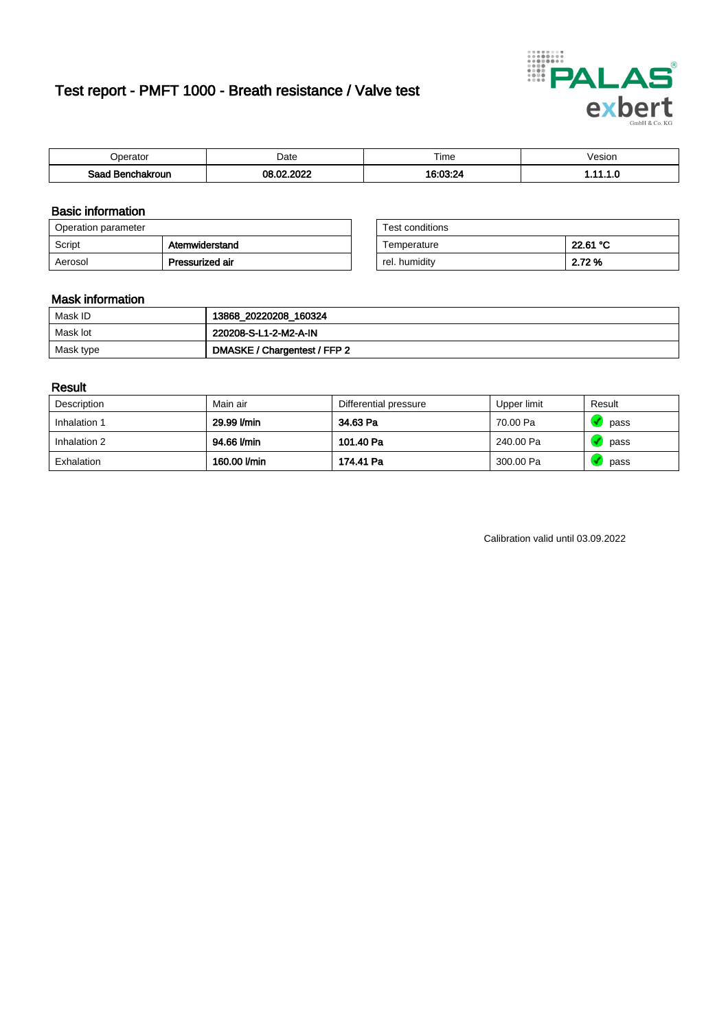# Test report - PMFT 1000 - Breath resistance / Valve test

| Operator | Date | Time | Vesion |
|---|---|---|---|
| **Saad Benchakroun** | **08.02.2022** | **16:03:24** | **1.11.1.0** |

## Basic information

| Operation parameter | |
|---|---|
| Script | **Atemwiderstand** |
| Aerosol | **Pressurized air** |

| Test conditions | |
|---|---|
| Temperature | **22.61 °C** |
| rel. humidity | **2.72 %** |

## Mask information

| | |
|---|---|
| Mask ID | **13868_20220208_160324** |
| Mask lot | **220208-S-L1-2-M2-A-IN** |
| Mask type | **DMASKE / Chargentest / FFP 2** |

## Result

| Description | Main air | Differential pressure | Upper limit | Result |
|---|---|---|---|---|
| Inhalation 1 | **29.99 l/min** | **34.63 Pa** | 70.00 Pa | pass |
| Inhalation 2 | **94.66 l/min** | **101.40 Pa** | 240.00 Pa | pass |
| Exhalation | **160.00 l/min** | **174.41 Pa** | 300.00 Pa | pass |

Calibration valid until 03.09.2022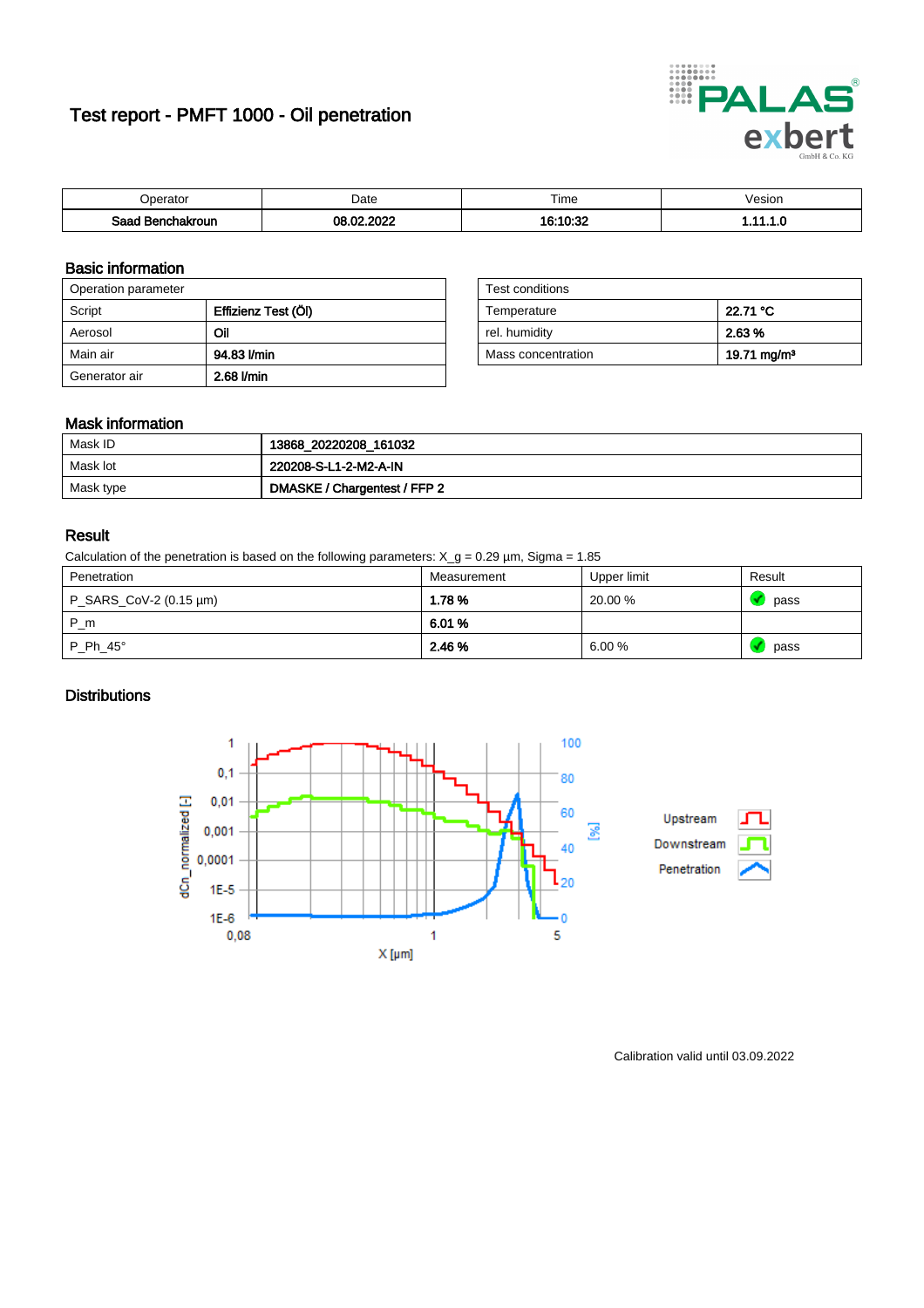# Test report - PMFT 1000 - Oil penetration

PALAS exbert GmbH & Co. KG

| Operator | Date | Time | Vesion |
|---|---|---|---|
| **Saad Benchakroun** | **08.02.2022** | **16:10:32** | **1.11.1.0** |

## Basic information

| Operation parameter | |
|---|---|
| Script | **Effizienz Test (Öl)** |
| Aerosol | **Oil** |
| Main air | **94.83 l/min** |
| Generator air | **2.68 l/min** |

| Test conditions | |
|---|---|
| Temperature | **22.71 °C** |
| rel. humidity | **2.63 %** |
| Mass concentration | **19.71 mg/m³** |

## Mask information

| | |
|---|---|
| Mask ID | **13868_20220208_161032** |
| Mask lot | **220208-S-L1-2-M2-A-IN** |
| Mask type | **DMASKE / Chargentest / FFP 2** |

## Result

Calculation of the penetration is based on the following parameters: $X_g$ = 0.29 µm, Sigma = 1.85

| Penetration | Measurement | Upper limit | Result |
|---|---|---|---|
| P_SARS_CoV-2 (0.15 µm) | **1.78 %** | 20.00 % | pass |
| P_m | **6.01 %** | | |
| P_Ph_45° | **2.46 %** | 6.00 % | pass |

## Distributions

dCn_normalized [-]
1
0,1
0,01
0,001
0,0001
1E-5
1E-6
0,08
1
5
X [µm]
100
80
60
40
20
0
[%]
Upstream
Downstream
Penetration

Calibration valid until 03.09.2022